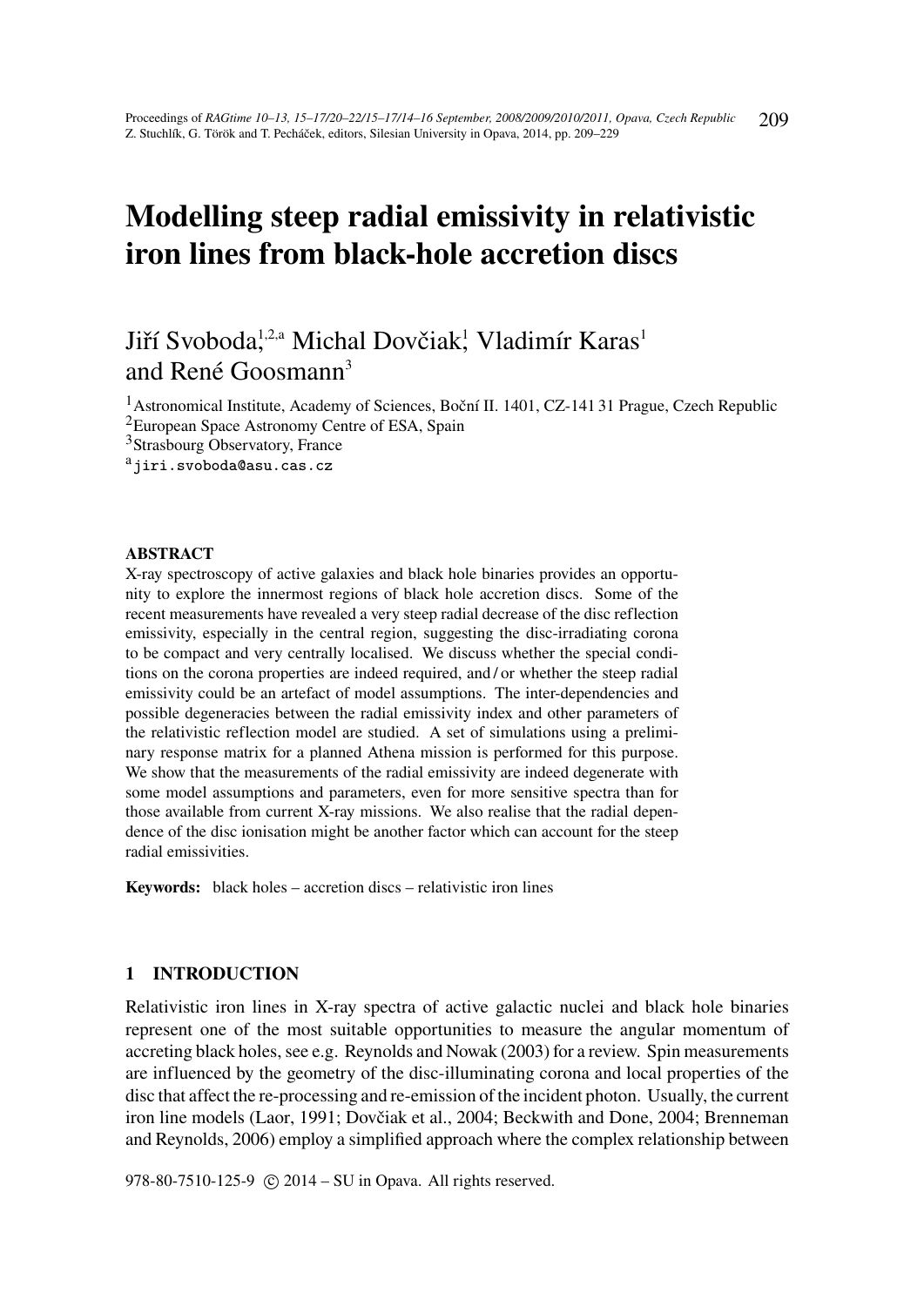# Modelling steep radial emissivity in relativistic iron lines from black-hole accretion discs

Jiří Svoboda,[1,2,a] Michal Dovčiak,[1] Vladimír Karas[1] and René Goosmann[3]

[1] Astronomical Institute, Academy of Sciences, Boční II. 1401, CZ-141 31 Prague, Czech Republic
[2] European Space Astronomy Centre of ESA, Spain
[3] Strasbourg Observatory, France
[a] jiri.svoboda@asu.cas.cz

#### ABSTRACT

X-ray spectroscopy of active galaxies and black hole binaries provides an opportunity to explore the innermost regions of black hole accretion discs. Some of the recent measurements have revealed a very steep radial decrease of the disc reflection emissivity, especially in the central region, suggesting the disc-irradiating corona to be compact and very centrally localised. We discuss whether the special conditions on the corona properties are indeed required, and / or whether the steep radial emissivity could be an artefact of model assumptions. The inter-dependencies and possible degeneracies between the radial emissivity index and other parameters of the relativistic reflection model are studied. A set of simulations using a preliminary response matrix for a planned Athena mission is performed for this purpose. We show that the measurements of the radial emissivity are indeed degenerate with some model assumptions and parameters, even for more sensitive spectra than for those available from current X-ray missions. We also realise that the radial dependence of the disc ionisation might be another factor which can account for the steep radial emissivities.

**Keywords:** black holes – accretion discs – relativistic iron lines

## 1 INTRODUCTION

Relativistic iron lines in X-ray spectra of active galactic nuclei and black hole binaries represent one of the most suitable opportunities to measure the angular momentum of accreting black holes, see e.g. Reynolds and Nowak (2003) for a review. Spin measurements are influenced by the geometry of the disc-illuminating corona and local properties of the disc that affect the re-processing and re-emission of the incident photon. Usually, the current iron line models (Laor, 1991; Dovčiak et al., 2004; Beckwith and Done, 2004; Brenneman and Reynolds, 2006) employ a simplified approach where the complex relationship between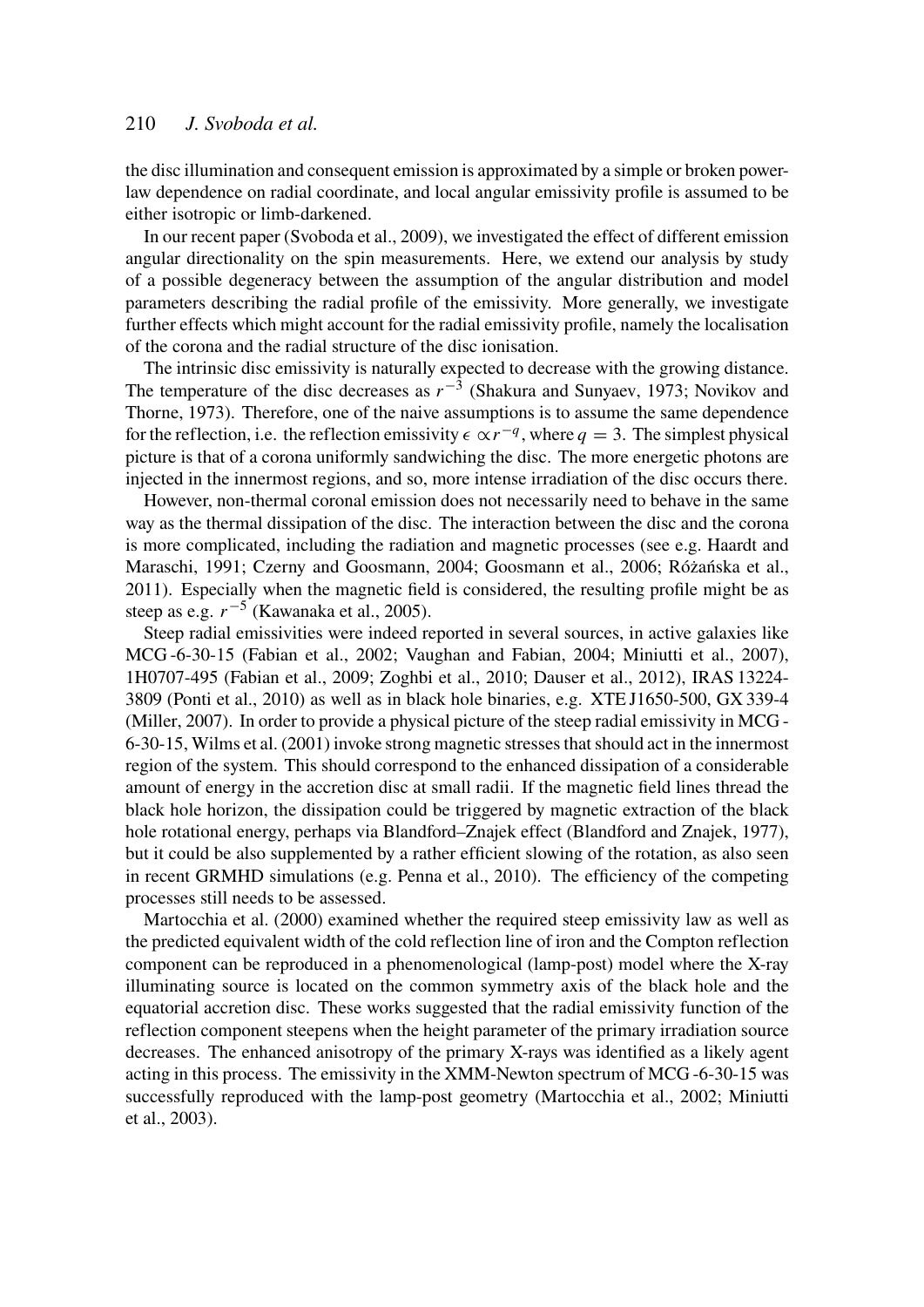the disc illumination and consequent emission is approximated by a simple or broken power-law dependence on radial coordinate, and local angular emissivity profile is assumed to be either isotropic or limb-darkened.

In our recent paper (Svoboda et al., 2009), we investigated the effect of different emission angular directionality on the spin measurements. Here, we extend our analysis by study of a possible degeneracy between the assumption of the angular distribution and model parameters describing the radial profile of the emissivity. More generally, we investigate further effects which might account for the radial emissivity profile, namely the localisation of the corona and the radial structure of the disc ionisation.

The intrinsic disc emissivity is naturally expected to decrease with the growing distance. The temperature of the disc decreases as $r^{-3}$ (Shakura and Sunyaev, 1973; Novikov and Thorne, 1973). Therefore, one of the naive assumptions is to assume the same dependence for the reflection, i.e. the reflection emissivity $\epsilon \propto r^{-q}$, where $q = 3$. The simplest physical picture is that of a corona uniformly sandwiching the disc. The more energetic photons are injected in the innermost regions, and so, more intense irradiation of the disc occurs there.

However, non-thermal coronal emission does not necessarily need to behave in the same way as the thermal dissipation of the disc. The interaction between the disc and the corona is more complicated, including the radiation and magnetic processes (see e.g. Haardt and Maraschi, 1991; Czerny and Goosmann, 2004; Goosmann et al., 2006; Różańska et al., 2011). Especially when the magnetic field is considered, the resulting profile might be as steep as e.g. $r^{-5}$ (Kawanaka et al., 2005).

Steep radial emissivities were indeed reported in several sources, in active galaxies like MCG -6-30-15 (Fabian et al., 2002; Vaughan and Fabian, 2004; Miniutti et al., 2007), 1H0707-495 (Fabian et al., 2009; Zoghbi et al., 2010; Dauser et al., 2012), IRAS 13224-3809 (Ponti et al., 2010) as well as in black hole binaries, e.g. XTE J1650-500, GX 339-4 (Miller, 2007). In order to provide a physical picture of the steep radial emissivity in MCG -6-30-15, Wilms et al. (2001) invoke strong magnetic stresses that should act in the innermost region of the system. This should correspond to the enhanced dissipation of a considerable amount of energy in the accretion disc at small radii. If the magnetic field lines thread the black hole horizon, the dissipation could be triggered by magnetic extraction of the black hole rotational energy, perhaps via Blandford–Znajek effect (Blandford and Znajek, 1977), but it could be also supplemented by a rather efficient slowing of the rotation, as also seen in recent GRMHD simulations (e.g. Penna et al., 2010). The efficiency of the competing processes still needs to be assessed.

Martocchia et al. (2000) examined whether the required steep emissivity law as well as the predicted equivalent width of the cold reflection line of iron and the Compton reflection component can be reproduced in a phenomenological (lamp-post) model where the X-ray illuminating source is located on the common symmetry axis of the black hole and the equatorial accretion disc. These works suggested that the radial emissivity function of the reflection component steepens when the height parameter of the primary irradiation source decreases. The enhanced anisotropy of the primary X-rays was identified as a likely agent acting in this process. The emissivity in the XMM-Newton spectrum of MCG -6-30-15 was successfully reproduced with the lamp-post geometry (Martocchia et al., 2002; Miniutti et al., 2003).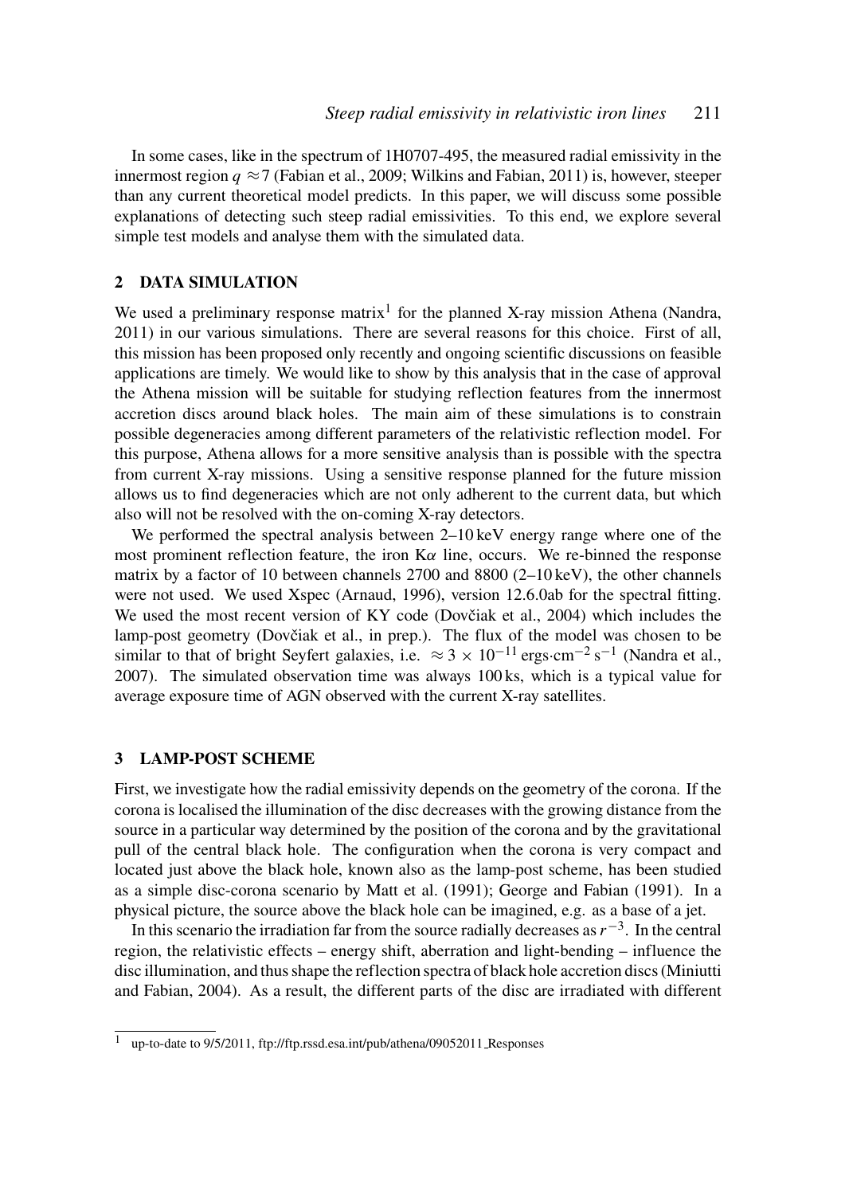In some cases, like in the spectrum of 1H0707-495, the measured radial emissivity in the innermost region $q \approx 7$ (Fabian et al., 2009; Wilkins and Fabian, 2011) is, however, steeper than any current theoretical model predicts. In this paper, we will discuss some possible explanations of detecting such steep radial emissivities. To this end, we explore several simple test models and analyse them with the simulated data.

## 2 DATA SIMULATION

We used a preliminary response matrix[1] for the planned X-ray mission Athena (Nandra, 2011) in our various simulations. There are several reasons for this choice. First of all, this mission has been proposed only recently and ongoing scientific discussions on feasible applications are timely. We would like to show by this analysis that in the case of approval the Athena mission will be suitable for studying reflection features from the innermost accretion discs around black holes. The main aim of these simulations is to constrain possible degeneracies among different parameters of the relativistic reflection model. For this purpose, Athena allows for a more sensitive analysis than is possible with the spectra from current X-ray missions. Using a sensitive response planned for the future mission allows us to find degeneracies which are not only adherent to the current data, but which also will not be resolved with the on-coming X-ray detectors.

We performed the spectral analysis between 2–10 keV energy range where one of the most prominent reflection feature, the iron K$\alpha$ line, occurs. We re-binned the response matrix by a factor of 10 between channels 2700 and 8800 (2–10 keV), the other channels were not used. We used Xspec (Arnaud, 1996), version 12.6.0ab for the spectral fitting. We used the most recent version of KY code (Dovčiak et al., 2004) which includes the lamp-post geometry (Dovčiak et al., in prep.). The flux of the model was chosen to be similar to that of bright Seyfert galaxies, i.e. $\approx 3 \times 10^{-11}$ ergs·cm$^{-2}$ s$^{-1}$ (Nandra et al., 2007). The simulated observation time was always 100 ks, which is a typical value for average exposure time of AGN observed with the current X-ray satellites.

## 3 LAMP-POST SCHEME

First, we investigate how the radial emissivity depends on the geometry of the corona. If the corona is localised the illumination of the disc decreases with the growing distance from the source in a particular way determined by the position of the corona and by the gravitational pull of the central black hole. The configuration when the corona is very compact and located just above the black hole, known also as the lamp-post scheme, has been studied as a simple disc-corona scenario by Matt et al. (1991); George and Fabian (1991). In a physical picture, the source above the black hole can be imagined, e.g. as a base of a jet.

In this scenario the irradiation far from the source radially decreases as $r^{-3}$. In the central region, the relativistic effects – energy shift, aberration and light-bending – influence the disc illumination, and thus shape the reflection spectra of black hole accretion discs (Miniutti and Fabian, 2004). As a result, the different parts of the disc are irradiated with different

[1] up-to-date to 9/5/2011, ftp://ftp.rssd.esa.int/pub/athena/09052011_Responses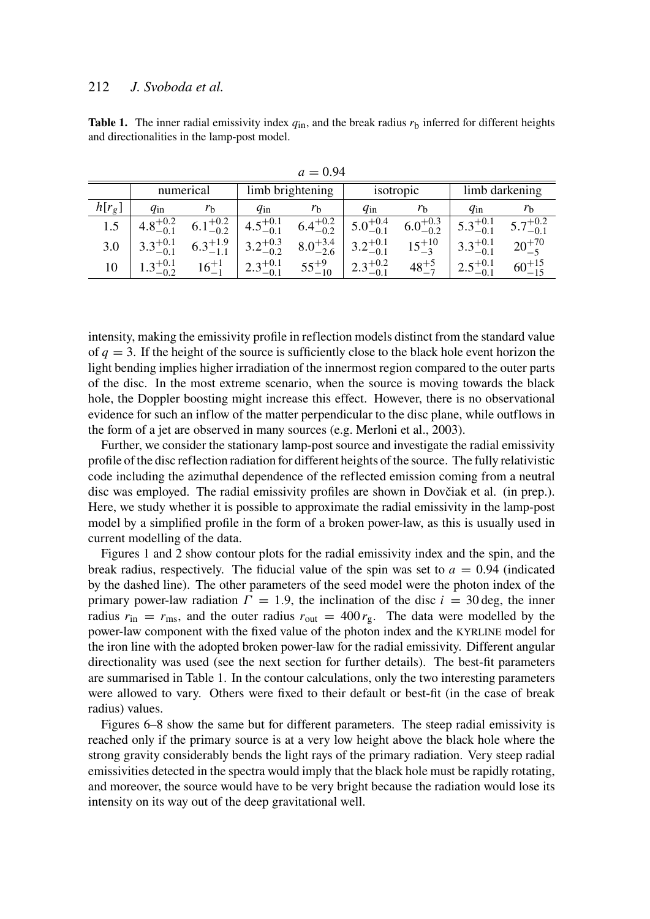**Table 1.** The inner radial emissivity index $q_{\rm in}$, and the break radius $r_{\rm b}$ inferred for different heights and directionalities in the lamp-post model.

$a = 0.94$

| | numerical | | limb brightening | | isotropic | | limb darkening | |
|---|---|---|---|---|---|---|---|---|
| $h[r_g]$ | $q_{\rm in}$ | $r_{\rm b}$ | $q_{\rm in}$ | $r_{\rm b}$ | $q_{\rm in}$ | $r_{\rm b}$ | $q_{\rm in}$ | $r_{\rm b}$ |
| 1.5 | $4.8^{+0.2}_{-0.1}$ | $6.1^{+0.2}_{-0.2}$ | $4.5^{+0.1}_{-0.1}$ | $6.4^{+0.2}_{-0.2}$ | $5.0^{+0.4}_{-0.1}$ | $6.0^{+0.3}_{-0.2}$ | $5.3^{+0.1}_{-0.1}$ | $5.7^{+0.2}_{-0.1}$ |
| 3.0 | $3.3^{+0.1}_{-0.1}$ | $6.3^{+1.9}_{-1.1}$ | $3.2^{+0.3}_{-0.2}$ | $8.0^{+3.4}_{-2.6}$ | $3.2^{+0.1}_{-0.1}$ | $15^{+10}_{-3}$ | $3.3^{+0.1}_{-0.1}$ | $20^{+70}_{-5}$ |
| 10 | $1.3^{+0.1}_{-0.2}$ | $16^{+1}_{-1}$ | $2.3^{+0.1}_{-0.1}$ | $55^{+9}_{-10}$ | $2.3^{+0.2}_{-0.1}$ | $48^{+5}_{-7}$ | $2.5^{+0.1}_{-0.1}$ | $60^{+15}_{-15}$ |

intensity, making the emissivity profile in reflection models distinct from the standard value of $q = 3$. If the height of the source is sufficiently close to the black hole event horizon the light bending implies higher irradiation of the innermost region compared to the outer parts of the disc. In the most extreme scenario, when the source is moving towards the black hole, the Doppler boosting might increase this effect. However, there is no observational evidence for such an inflow of the matter perpendicular to the disc plane, while outflows in the form of a jet are observed in many sources (e.g. Merloni et al., 2003).

Further, we consider the stationary lamp-post source and investigate the radial emissivity profile of the disc reflection radiation for different heights of the source. The fully relativistic code including the azimuthal dependence of the reflected emission coming from a neutral disc was employed. The radial emissivity profiles are shown in Dovčiak et al. (in prep.). Here, we study whether it is possible to approximate the radial emissivity in the lamp-post model by a simplified profile in the form of a broken power-law, as this is usually used in current modelling of the data.

Figures 1 and 2 show contour plots for the radial emissivity index and the spin, and the break radius, respectively. The fiducial value of the spin was set to $a = 0.94$ (indicated by the dashed line). The other parameters of the seed model were the photon index of the primary power-law radiation $\Gamma = 1.9$, the inclination of the disc $i = 30$ deg, the inner radius $r_{\rm in} = r_{\rm ms}$, and the outer radius $r_{\rm out} = 400\,r_{\rm g}$. The data were modelled by the power-law component with the fixed value of the photon index and the KYRLINE model for the iron line with the adopted broken power-law for the radial emissivity. Different angular directionality was used (see the next section for further details). The best-fit parameters are summarised in Table 1. In the contour calculations, only the two interesting parameters were allowed to vary. Others were fixed to their default or best-fit (in the case of break radius) values.

Figures 6–8 show the same but for different parameters. The steep radial emissivity is reached only if the primary source is at a very low height above the black hole where the strong gravity considerably bends the light rays of the primary radiation. Very steep radial emissivities detected in the spectra would imply that the black hole must be rapidly rotating, and moreover, the source would have to be very bright because the radiation would lose its intensity on its way out of the deep gravitational well.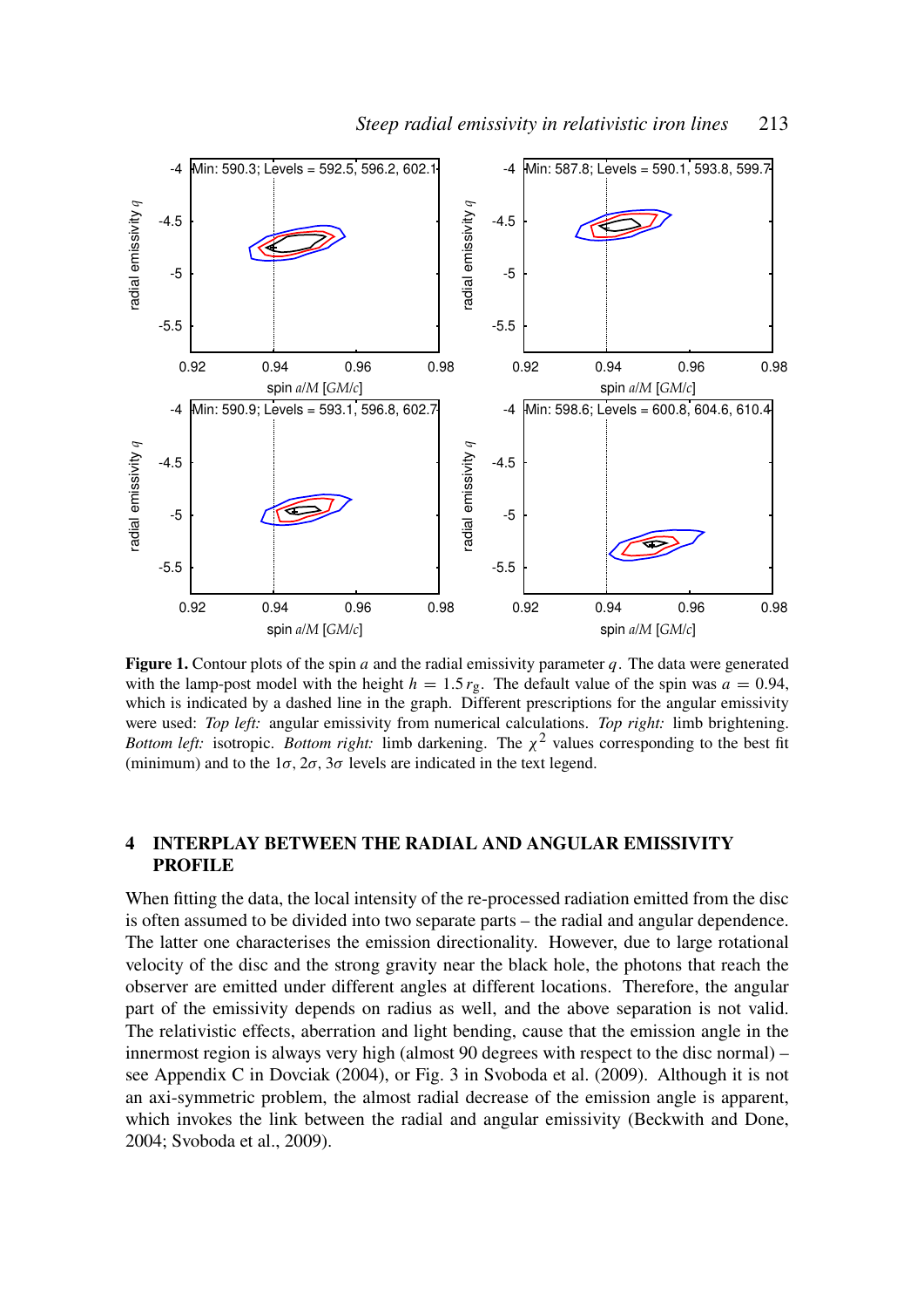**Figure 1.** Contour plots of the spin $a$ and the radial emissivity parameter $q$. The data were generated with the lamp-post model with the height $h = 1.5\,r_\mathrm{g}$. The default value of the spin was $a = 0.94$, which is indicated by a dashed line in the graph. Different prescriptions for the angular emissivity were used: *Top left:* angular emissivity from numerical calculations. *Top right:* limb brightening. *Bottom left:* isotropic. *Bottom right:* limb darkening. The $\chi^2$ values corresponding to the best fit (minimum) and to the $1\sigma$, $2\sigma$, $3\sigma$ levels are indicated in the text legend.

## 4 INTERPLAY BETWEEN THE RADIAL AND ANGULAR EMISSIVITY PROFILE

When fitting the data, the local intensity of the re-processed radiation emitted from the disc is often assumed to be divided into two separate parts – the radial and angular dependence. The latter one characterises the emission directionality. However, due to large rotational velocity of the disc and the strong gravity near the black hole, the photons that reach the observer are emitted under different angles at different locations. Therefore, the angular part of the emissivity depends on radius as well, and the above separation is not valid. The relativistic effects, aberration and light bending, cause that the emission angle in the innermost region is always very high (almost 90 degrees with respect to the disc normal) – see Appendix C in Dovciak (2004), or Fig. 3 in Svoboda et al. (2009). Although it is not an axi-symmetric problem, the almost radial decrease of the emission angle is apparent, which invokes the link between the radial and angular emissivity (Beckwith and Done, 2004; Svoboda et al., 2009).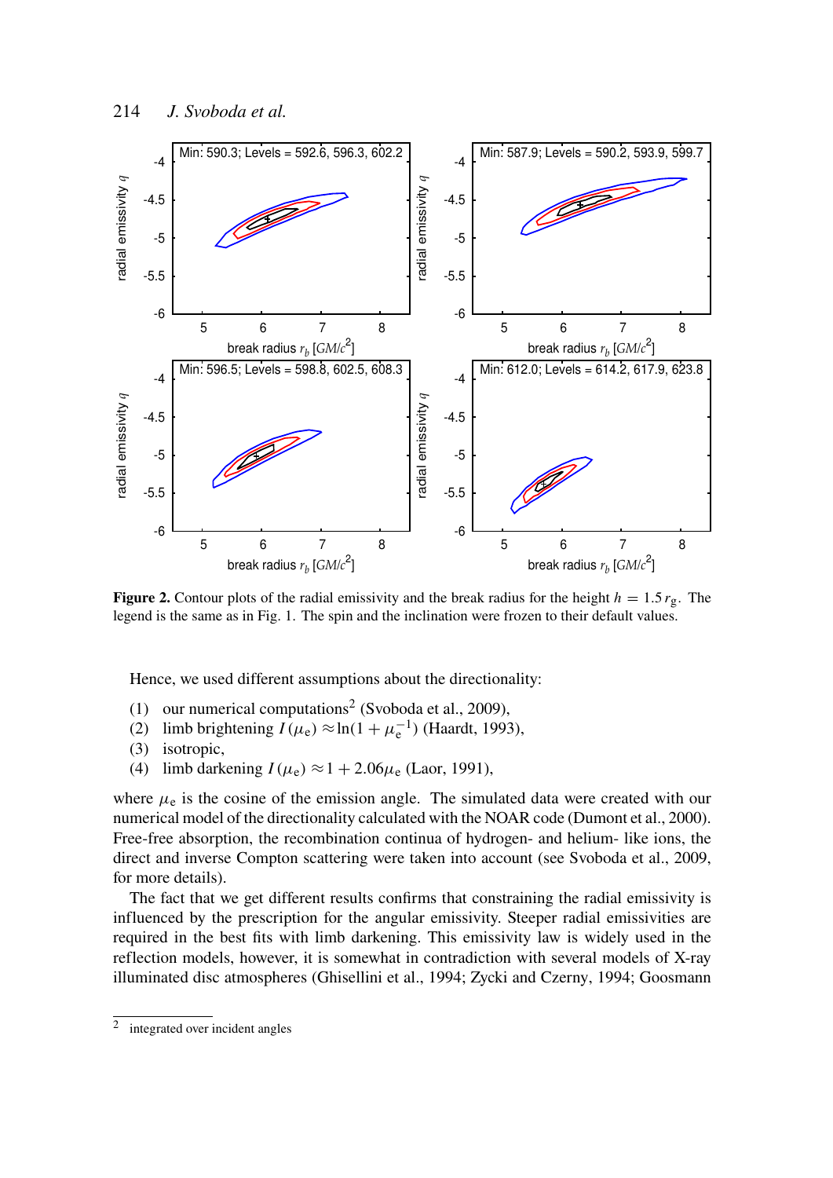**Figure 2.** Contour plots of the radial emissivity and the break radius for the height $h = 1.5\,r_{\mathrm{g}}$. The legend is the same as in Fig. 1. The spin and the inclination were frozen to their default values.

Hence, we used different assumptions about the directionality:

(1) our numerical computations[2] (Svoboda et al., 2009),
(2) limb brightening $I(\mu_{\mathrm{e}}) \approx \ln(1+\mu_{\mathrm{e}}^{-1})$ (Haardt, 1993),
(3) isotropic,
(4) limb darkening $I(\mu_{\mathrm{e}}) \approx 1 + 2.06\mu_{\mathrm{e}}$ (Laor, 1991),

where $\mu_{\mathrm{e}}$ is the cosine of the emission angle. The simulated data were created with our numerical model of the directionality calculated with the NOAR code (Dumont et al., 2000). Free-free absorption, the recombination continua of hydrogen- and helium- like ions, the direct and inverse Compton scattering were taken into account (see Svoboda et al., 2009, for more details).

The fact that we get different results confirms that constraining the radial emissivity is influenced by the prescription for the angular emissivity. Steeper radial emissivities are required in the best fits with limb darkening. This emissivity law is widely used in the reflection models, however, it is somewhat in contradiction with several models of X-ray illuminated disc atmospheres (Ghisellini et al., 1994; Zycki and Czerny, 1994; Goosmann

[2] integrated over incident angles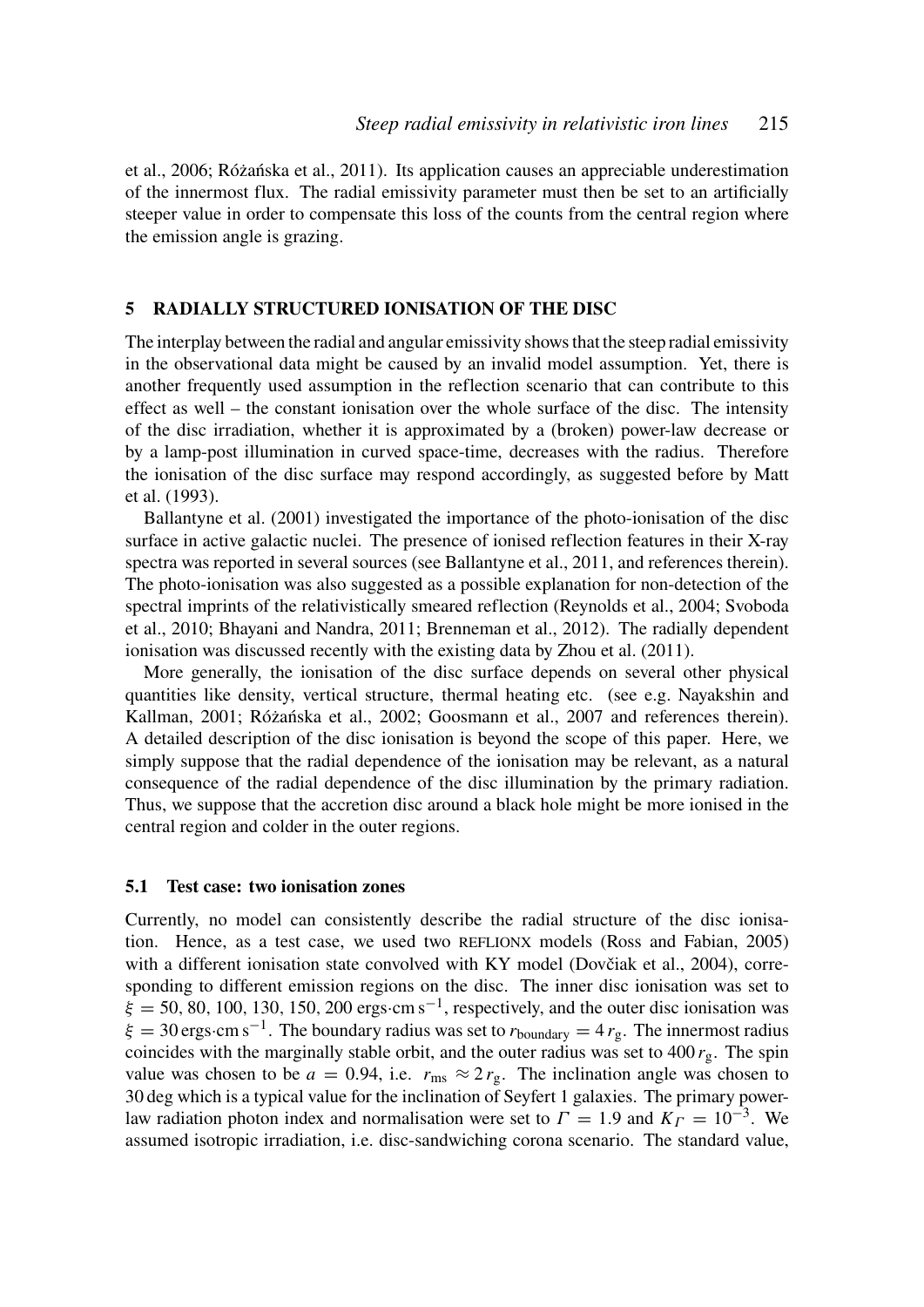et al., 2006; Różańska et al., 2011). Its application causes an appreciable underestimation of the innermost flux. The radial emissivity parameter must then be set to an artificially steeper value in order to compensate this loss of the counts from the central region where the emission angle is grazing.

## 5 RADIALLY STRUCTURED IONISATION OF THE DISC

The interplay between the radial and angular emissivity shows that the steep radial emissivity in the observational data might be caused by an invalid model assumption. Yet, there is another frequently used assumption in the reflection scenario that can contribute to this effect as well – the constant ionisation over the whole surface of the disc. The intensity of the disc irradiation, whether it is approximated by a (broken) power-law decrease or by a lamp-post illumination in curved space-time, decreases with the radius. Therefore the ionisation of the disc surface may respond accordingly, as suggested before by Matt et al. (1993).

Ballantyne et al. (2001) investigated the importance of the photo-ionisation of the disc surface in active galactic nuclei. The presence of ionised reflection features in their X-ray spectra was reported in several sources (see Ballantyne et al., 2011, and references therein). The photo-ionisation was also suggested as a possible explanation for non-detection of the spectral imprints of the relativistically smeared reflection (Reynolds et al., 2004; Svoboda et al., 2010; Bhayani and Nandra, 2011; Brenneman et al., 2012). The radially dependent ionisation was discussed recently with the existing data by Zhou et al. (2011).

More generally, the ionisation of the disc surface depends on several other physical quantities like density, vertical structure, thermal heating etc. (see e.g. Nayakshin and Kallman, 2001; Różańska et al., 2002; Goosmann et al., 2007 and references therein). A detailed description of the disc ionisation is beyond the scope of this paper. Here, we simply suppose that the radial dependence of the ionisation may be relevant, as a natural consequence of the radial dependence of the disc illumination by the primary radiation. Thus, we suppose that the accretion disc around a black hole might be more ionised in the central region and colder in the outer regions.

### 5.1 Test case: two ionisation zones

Currently, no model can consistently describe the radial structure of the disc ionisation. Hence, as a test case, we used two REFLIONX models (Ross and Fabian, 2005) with a different ionisation state convolved with KY model (Dovčiak et al., 2004), corresponding to different emission regions on the disc. The inner disc ionisation was set to $\xi = 50, 80, 100, 130, 150, 200\,\mathrm{ergs{\cdot}cm\,s^{-1}}$, respectively, and the outer disc ionisation was $\xi = 30\,\mathrm{ergs{\cdot}cm\,s^{-1}}$. The boundary radius was set to $r_{\mathrm{boundary}} = 4\,r_{\mathrm{g}}$. The innermost radius coincides with the marginally stable orbit, and the outer radius was set to $400\,r_{\mathrm{g}}$. The spin value was chosen to be $a = 0.94$, i.e. $r_{\mathrm{ms}} \approx 2\,r_{\mathrm{g}}$. The inclination angle was chosen to 30 deg which is a typical value for the inclination of Seyfert 1 galaxies. The primary power-law radiation photon index and normalisation were set to $\Gamma = 1.9$ and $K_{\Gamma} = 10^{-3}$. We assumed isotropic irradiation, i.e. disc-sandwiching corona scenario. The standard value,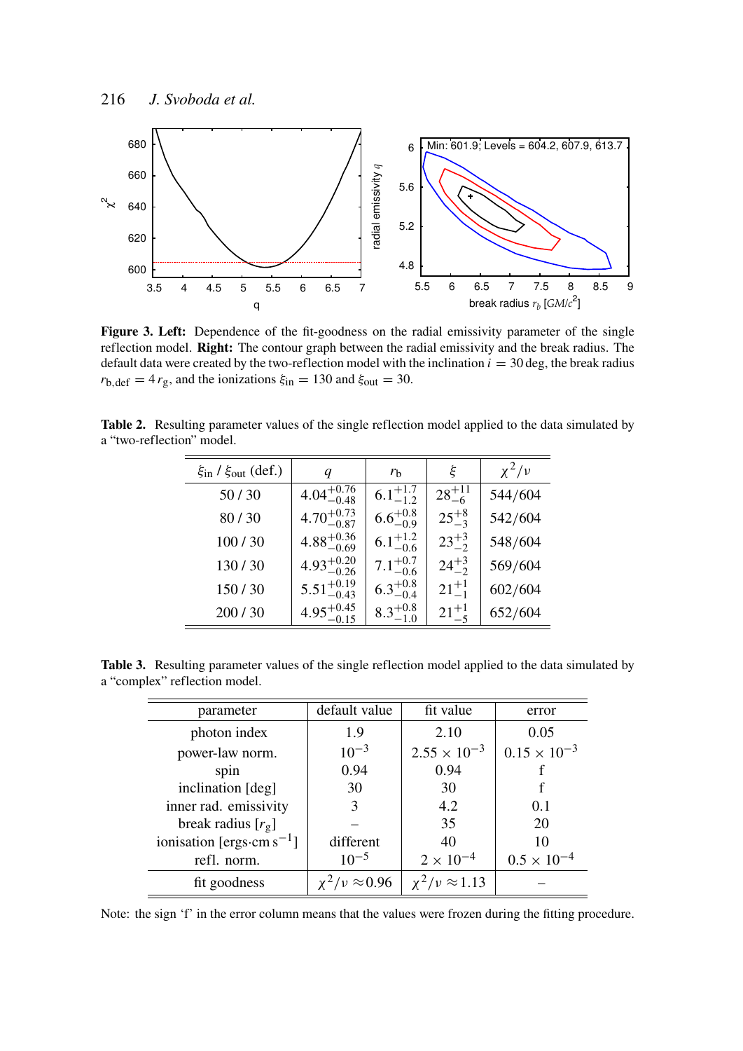**Figure 3. Left:** Dependence of the fit-goodness on the radial emissivity parameter of the single reflection model. **Right:** The contour graph between the radial emissivity and the break radius. The default data were created by the two-reflection model with the inclination $i = 30$ deg, the break radius $r_{\mathrm{b,def}} = 4\,r_{\mathrm{g}}$, and the ionizations $\xi_{\mathrm{in}} = 130$ and $\xi_{\mathrm{out}} = 30$.

**Table 2.** Resulting parameter values of the single reflection model applied to the data simulated by a "two-reflection" model.

| $\xi_{\mathrm{in}}$ / $\xi_{\mathrm{out}}$ (def.) | $q$ | $r_{\mathrm{b}}$ | $\xi$ | $\chi^2/\nu$ |
|---|---|---|---|---|
| 50 / 30 | $4.04^{+0.76}_{-0.48}$ | $6.1^{+1.7}_{-1.2}$ | $28^{+11}_{-6}$ | 544/604 |
| 80 / 30 | $4.70^{+0.73}_{-0.87}$ | $6.6^{+0.8}_{-0.9}$ | $25^{+8}_{-3}$ | 542/604 |
| 100 / 30 | $4.88^{+0.36}_{-0.69}$ | $6.1^{+1.2}_{-0.6}$ | $23^{+3}_{-2}$ | 548/604 |
| 130 / 30 | $4.93^{+0.20}_{-0.26}$ | $7.1^{+0.7}_{-0.6}$ | $24^{+3}_{-2}$ | 569/604 |
| 150 / 30 | $5.51^{+0.19}_{-0.43}$ | $6.3^{+0.8}_{-0.4}$ | $21^{+1}_{-1}$ | 602/604 |
| 200 / 30 | $4.95^{+0.45}_{-0.15}$ | $8.3^{+0.8}_{-1.0}$ | $21^{+1}_{-5}$ | 652/604 |

**Table 3.** Resulting parameter values of the single reflection model applied to the data simulated by a "complex" reflection model.

| parameter | default value | fit value | error |
|---|---|---|---|
| photon index | 1.9 | 2.10 | 0.05 |
| power-law norm. | $10^{-3}$ | $2.55 \times 10^{-3}$ | $0.15 \times 10^{-3}$ |
| spin | 0.94 | 0.94 | f |
| inclination [deg] | 30 | 30 | f |
| inner rad. emissivity | 3 | 4.2 | 0.1 |
| break radius [$r_{\mathrm{g}}$] | – | 35 | 20 |
| ionisation [ergs·cm s$^{-1}$] | different | 40 | 10 |
| refl. norm. | $10^{-5}$ | $2 \times 10^{-4}$ | $0.5 \times 10^{-4}$ |
| fit goodness | $\chi^2/\nu \approx 0.96$ | $\chi^2/\nu \approx 1.13$ | – |

Note: the sign 'f' in the error column means that the values were frozen during the fitting procedure.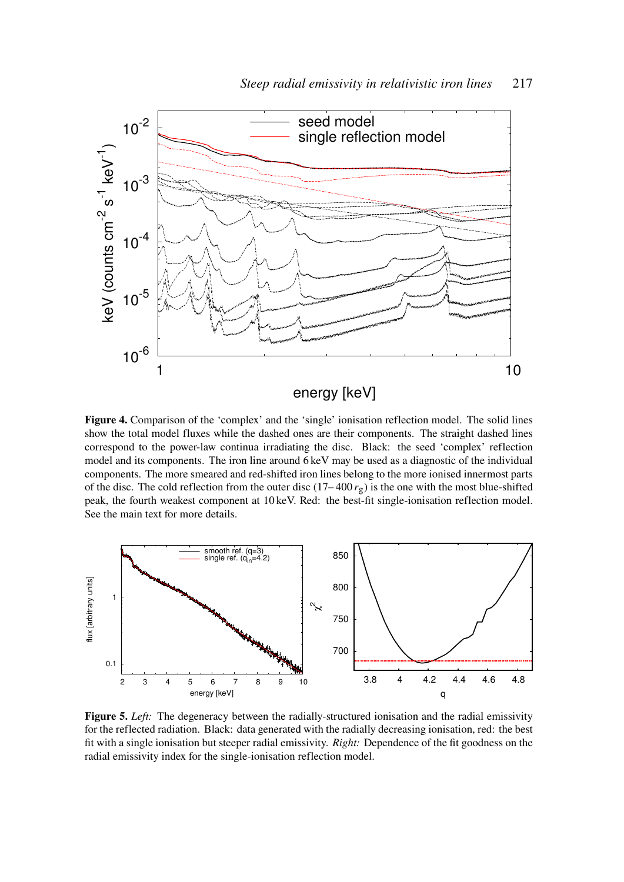**Figure 4.** Comparison of the 'complex' and the 'single' ionisation reflection model. The solid lines show the total model fluxes while the dashed ones are their components. The straight dashed lines correspond to the power-law continua irradiating the disc. Black: the seed 'complex' reflection model and its components. The iron line around 6 keV may be used as a diagnostic of the individual components. The more smeared and red-shifted iron lines belong to the more ionised innermost parts of the disc. The cold reflection from the outer disc (17– 400 $r_g$) is the one with the most blue-shifted peak, the fourth weakest component at 10 keV. Red: the best-fit single-ionisation reflection model. See the main text for more details.

**Figure 5.** *Left:* The degeneracy between the radially-structured ionisation and the radial emissivity for the reflected radiation. Black: data generated with the radially decreasing ionisation, red: the best fit with a single ionisation but steeper radial emissivity. *Right:* Dependence of the fit goodness on the radial emissivity index for the single-ionisation reflection model.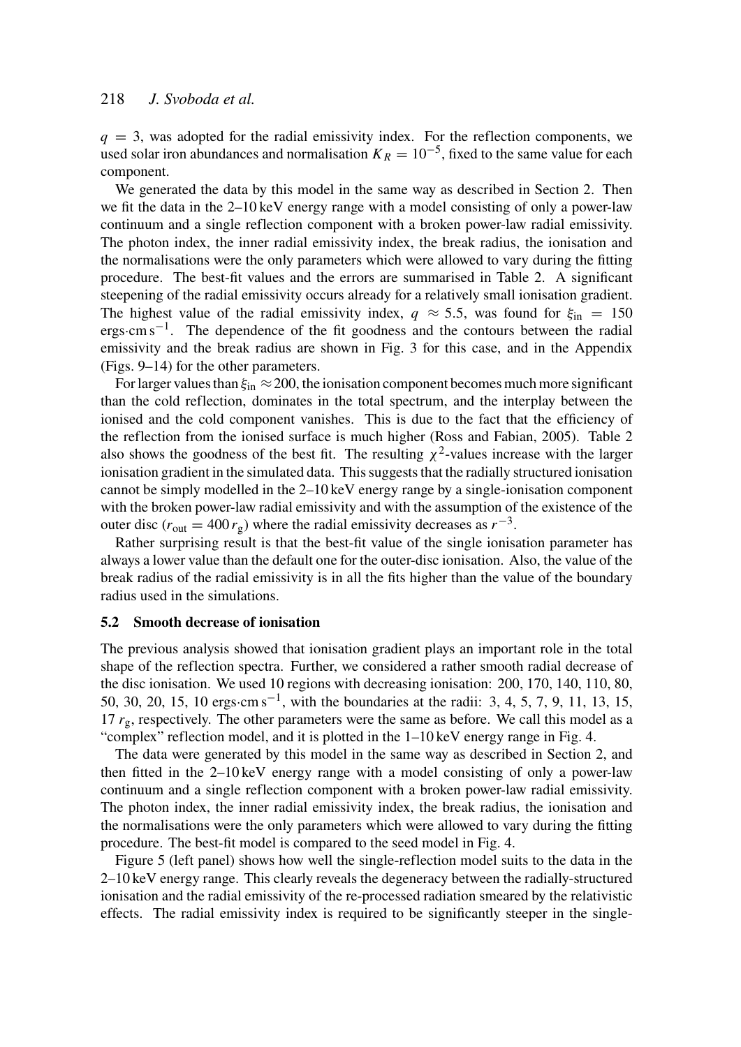$q = 3$, was adopted for the radial emissivity index. For the reflection components, we used solar iron abundances and normalisation $K_R = 10^{-5}$, fixed to the same value for each component.

We generated the data by this model in the same way as described in Section 2. Then we fit the data in the 2–10 keV energy range with a model consisting of only a power-law continuum and a single reflection component with a broken power-law radial emissivity. The photon index, the inner radial emissivity index, the break radius, the ionisation and the normalisations were the only parameters which were allowed to vary during the fitting procedure. The best-fit values and the errors are summarised in Table 2. A significant steepening of the radial emissivity occurs already for a relatively small ionisation gradient. The highest value of the radial emissivity index, $q \approx 5.5$, was found for $\xi_{\rm in} = 150$ ergs·cm s$^{-1}$. The dependence of the fit goodness and the contours between the radial emissivity and the break radius are shown in Fig. 3 for this case, and in the Appendix (Figs. 9–14) for the other parameters.

For larger values than $\xi_{\rm in} \approx 200$, the ionisation component becomes much more significant than the cold reflection, dominates in the total spectrum, and the interplay between the ionised and the cold component vanishes. This is due to the fact that the efficiency of the reflection from the ionised surface is much higher (Ross and Fabian, 2005). Table 2 also shows the goodness of the best fit. The resulting $\chi^2$-values increase with the larger ionisation gradient in the simulated data. This suggests that the radially structured ionisation cannot be simply modelled in the 2–10 keV energy range by a single-ionisation component with the broken power-law radial emissivity and with the assumption of the existence of the outer disc ($r_{\rm out} = 400\, r_{\rm g}$) where the radial emissivity decreases as $r^{-3}$.

Rather surprising result is that the best-fit value of the single ionisation parameter has always a lower value than the default one for the outer-disc ionisation. Also, the value of the break radius of the radial emissivity is in all the fits higher than the value of the boundary radius used in the simulations.

### 5.2 Smooth decrease of ionisation

The previous analysis showed that ionisation gradient plays an important role in the total shape of the reflection spectra. Further, we considered a rather smooth radial decrease of the disc ionisation. We used 10 regions with decreasing ionisation: 200, 170, 140, 110, 80, 50, 30, 20, 15, 10 ergs·cm s$^{-1}$, with the boundaries at the radii: 3, 4, 5, 7, 9, 11, 13, 15, 17 $r_{\rm g}$, respectively. The other parameters were the same as before. We call this model as a "complex" reflection model, and it is plotted in the 1–10 keV energy range in Fig. 4.

The data were generated by this model in the same way as described in Section 2, and then fitted in the 2–10 keV energy range with a model consisting of only a power-law continuum and a single reflection component with a broken power-law radial emissivity. The photon index, the inner radial emissivity index, the break radius, the ionisation and the normalisations were the only parameters which were allowed to vary during the fitting procedure. The best-fit model is compared to the seed model in Fig. 4.

Figure 5 (left panel) shows how well the single-reflection model suits to the data in the 2–10 keV energy range. This clearly reveals the degeneracy between the radially-structured ionisation and the radial emissivity of the re-processed radiation smeared by the relativistic effects. The radial emissivity index is required to be significantly steeper in the single-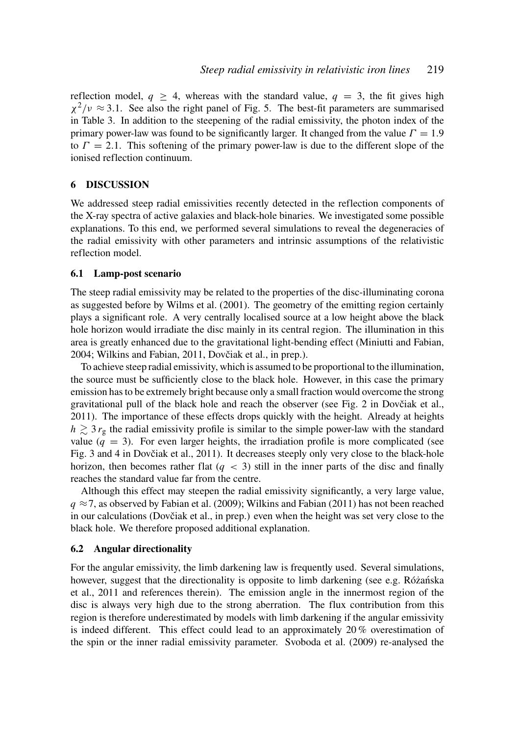reflection model, $q \geq 4$, whereas with the standard value, $q = 3$, the fit gives high $\chi^2/\nu \approx 3.1$. See also the right panel of Fig. 5. The best-fit parameters are summarised in Table 3. In addition to the steepening of the radial emissivity, the photon index of the primary power-law was found to be significantly larger. It changed from the value $\Gamma = 1.9$ to $\Gamma = 2.1$. This softening of the primary power-law is due to the different slope of the ionised reflection continuum.

## 6 DISCUSSION

We addressed steep radial emissivities recently detected in the reflection components of the X-ray spectra of active galaxies and black-hole binaries. We investigated some possible explanations. To this end, we performed several simulations to reveal the degeneracies of the radial emissivity with other parameters and intrinsic assumptions of the relativistic reflection model.

### 6.1 Lamp-post scenario

The steep radial emissivity may be related to the properties of the disc-illuminating corona as suggested before by Wilms et al. (2001). The geometry of the emitting region certainly plays a significant role. A very centrally localised source at a low height above the black hole horizon would irradiate the disc mainly in its central region. The illumination in this area is greatly enhanced due to the gravitational light-bending effect (Miniutti and Fabian, 2004; Wilkins and Fabian, 2011, Dovčiak et al., in prep.).

To achieve steep radial emissivity, which is assumed to be proportional to the illumination, the source must be sufficiently close to the black hole. However, in this case the primary emission has to be extremely bright because only a small fraction would overcome the strong gravitational pull of the black hole and reach the observer (see Fig. 2 in Dovčiak et al., 2011). The importance of these effects drops quickly with the height. Already at heights $h \gtrsim 3\,r_{\mathrm{g}}$ the radial emissivity profile is similar to the simple power-law with the standard value ($q = 3$). For even larger heights, the irradiation profile is more complicated (see Fig. 3 and 4 in Dovčiak et al., 2011). It decreases steeply only very close to the black-hole horizon, then becomes rather flat ($q < 3$) still in the inner parts of the disc and finally reaches the standard value far from the centre.

Although this effect may steepen the radial emissivity significantly, a very large value, $q \approx 7$, as observed by Fabian et al. (2009); Wilkins and Fabian (2011) has not been reached in our calculations (Dovčiak et al., in prep.) even when the height was set very close to the black hole. We therefore proposed additional explanation.

### 6.2 Angular directionality

For the angular emissivity, the limb darkening law is frequently used. Several simulations, however, suggest that the directionality is opposite to limb darkening (see e.g. Różańska et al., 2011 and references therein). The emission angle in the innermost region of the disc is always very high due to the strong aberration. The flux contribution from this region is therefore underestimated by models with limb darkening if the angular emissivity is indeed different. This effect could lead to an approximately 20 % overestimation of the spin or the inner radial emissivity parameter. Svoboda et al. (2009) re-analysed the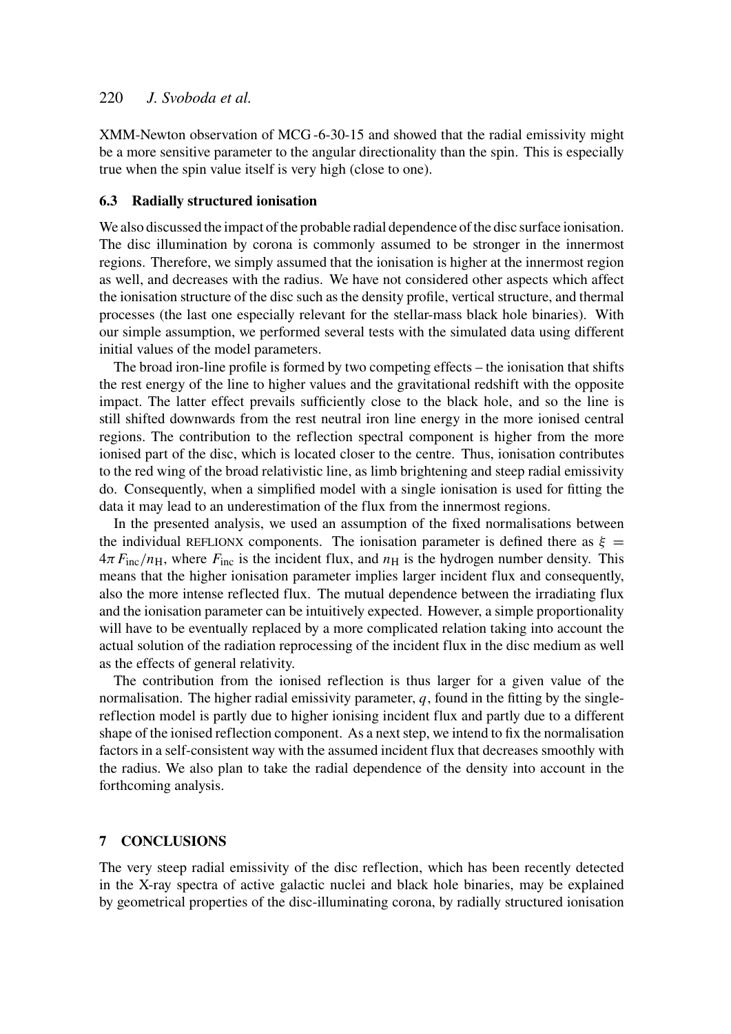XMM-Newton observation of MCG -6-30-15 and showed that the radial emissivity might be a more sensitive parameter to the angular directionality than the spin. This is especially true when the spin value itself is very high (close to one).

### 6.3 Radially structured ionisation

We also discussed the impact of the probable radial dependence of the disc surface ionisation. The disc illumination by corona is commonly assumed to be stronger in the innermost regions. Therefore, we simply assumed that the ionisation is higher at the innermost region as well, and decreases with the radius. We have not considered other aspects which affect the ionisation structure of the disc such as the density profile, vertical structure, and thermal processes (the last one especially relevant for the stellar-mass black hole binaries). With our simple assumption, we performed several tests with the simulated data using different initial values of the model parameters.

The broad iron-line profile is formed by two competing effects – the ionisation that shifts the rest energy of the line to higher values and the gravitational redshift with the opposite impact. The latter effect prevails sufficiently close to the black hole, and so the line is still shifted downwards from the rest neutral iron line energy in the more ionised central regions. The contribution to the reflection spectral component is higher from the more ionised part of the disc, which is located closer to the centre. Thus, ionisation contributes to the red wing of the broad relativistic line, as limb brightening and steep radial emissivity do. Consequently, when a simplified model with a single ionisation is used for fitting the data it may lead to an underestimation of the flux from the innermost regions.

In the presented analysis, we used an assumption of the fixed normalisations between the individual REFLIONX components. The ionisation parameter is defined there as $\xi = 4\pi F_{\rm inc}/n_{\rm H}$, where $F_{\rm inc}$ is the incident flux, and $n_{\rm H}$ is the hydrogen number density. This means that the higher ionisation parameter implies larger incident flux and consequently, also the more intense reflected flux. The mutual dependence between the irradiating flux and the ionisation parameter can be intuitively expected. However, a simple proportionality will have to be eventually replaced by a more complicated relation taking into account the actual solution of the radiation reprocessing of the incident flux in the disc medium as well as the effects of general relativity.

The contribution from the ionised reflection is thus larger for a given value of the normalisation. The higher radial emissivity parameter, $q$, found in the fitting by the single-reflection model is partly due to higher ionising incident flux and partly due to a different shape of the ionised reflection component. As a next step, we intend to fix the normalisation factors in a self-consistent way with the assumed incident flux that decreases smoothly with the radius. We also plan to take the radial dependence of the density into account in the forthcoming analysis.

## 7 CONCLUSIONS

The very steep radial emissivity of the disc reflection, which has been recently detected in the X-ray spectra of active galactic nuclei and black hole binaries, may be explained by geometrical properties of the disc-illuminating corona, by radially structured ionisation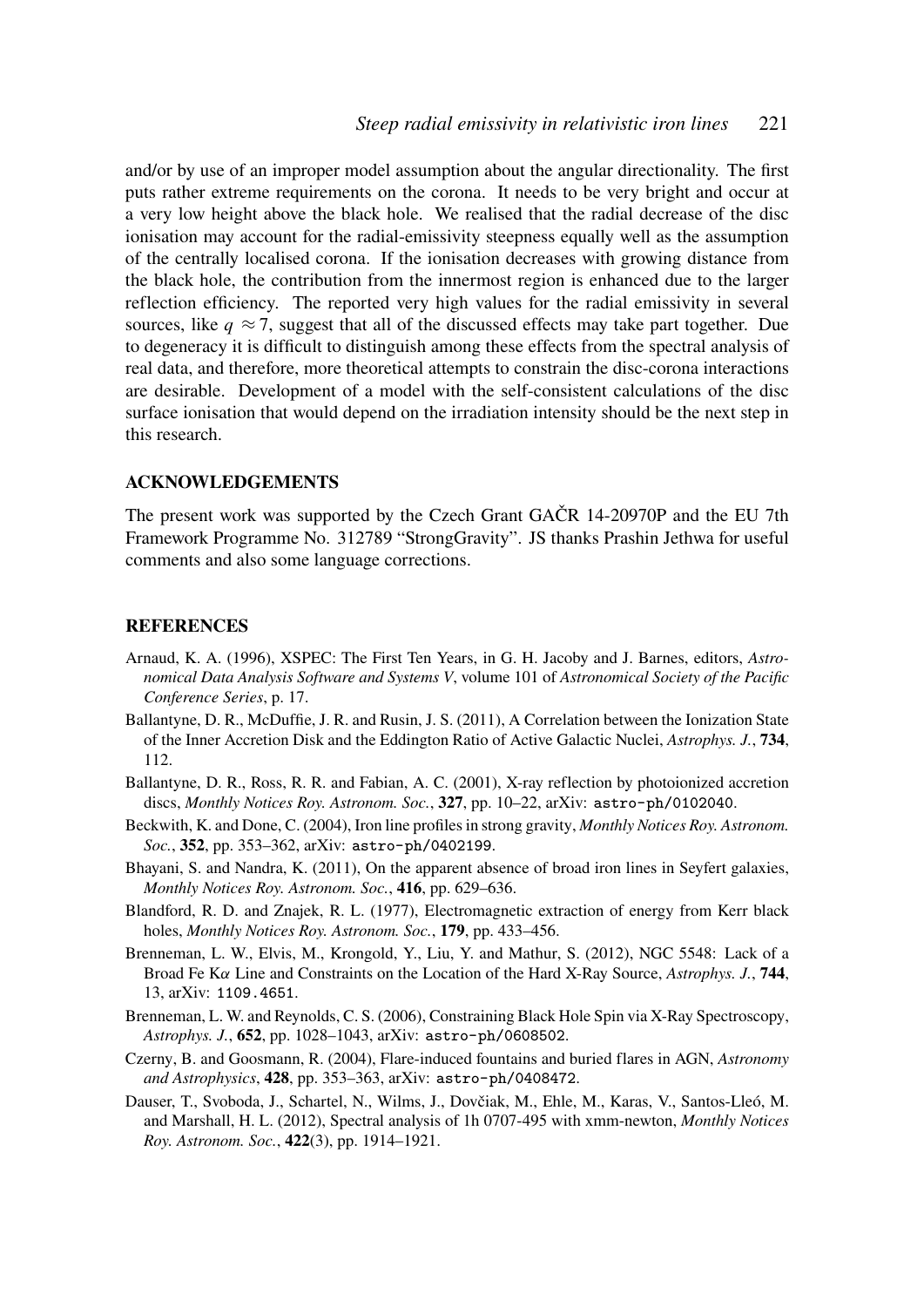and/or by use of an improper model assumption about the angular directionality. The first puts rather extreme requirements on the corona. It needs to be very bright and occur at a very low height above the black hole. We realised that the radial decrease of the disc ionisation may account for the radial-emissivity steepness equally well as the assumption of the centrally localised corona. If the ionisation decreases with growing distance from the black hole, the contribution from the innermost region is enhanced due to the larger reflection efficiency. The reported very high values for the radial emissivity in several sources, like $q \approx 7$, suggest that all of the discussed effects may take part together. Due to degeneracy it is difficult to distinguish among these effects from the spectral analysis of real data, and therefore, more theoretical attempts to constrain the disc-corona interactions are desirable. Development of a model with the self-consistent calculations of the disc surface ionisation that would depend on the irradiation intensity should be the next step in this research.

## ACKNOWLEDGEMENTS

The present work was supported by the Czech Grant GAČR 14-20970P and the EU 7th Framework Programme No. 312789 "StrongGravity". JS thanks Prashin Jethwa for useful comments and also some language corrections.

## REFERENCES

Arnaud, K. A. (1996), XSPEC: The First Ten Years, in G. H. Jacoby and J. Barnes, editors, *Astronomical Data Analysis Software and Systems V*, volume 101 of *Astronomical Society of the Pacific Conference Series*, p. 17.

Ballantyne, D. R., McDuffie, J. R. and Rusin, J. S. (2011), A Correlation between the Ionization State of the Inner Accretion Disk and the Eddington Ratio of Active Galactic Nuclei, *Astrophys. J.*, **734**, 112.

Ballantyne, D. R., Ross, R. R. and Fabian, A. C. (2001), X-ray reflection by photoionized accretion discs, *Monthly Notices Roy. Astronom. Soc.*, **327**, pp. 10–22, arXiv: astro-ph/0102040.

Beckwith, K. and Done, C. (2004), Iron line profiles in strong gravity, *Monthly Notices Roy. Astronom. Soc.*, **352**, pp. 353–362, arXiv: astro-ph/0402199.

Bhayani, S. and Nandra, K. (2011), On the apparent absence of broad iron lines in Seyfert galaxies, *Monthly Notices Roy. Astronom. Soc.*, **416**, pp. 629–636.

Blandford, R. D. and Znajek, R. L. (1977), Electromagnetic extraction of energy from Kerr black holes, *Monthly Notices Roy. Astronom. Soc.*, **179**, pp. 433–456.

Brenneman, L. W., Elvis, M., Krongold, Y., Liu, Y. and Mathur, S. (2012), NGC 5548: Lack of a Broad Fe K$\alpha$ Line and Constraints on the Location of the Hard X-Ray Source, *Astrophys. J.*, **744**, 13, arXiv: 1109.4651.

Brenneman, L. W. and Reynolds, C. S. (2006), Constraining Black Hole Spin via X-Ray Spectroscopy, *Astrophys. J.*, **652**, pp. 1028–1043, arXiv: astro-ph/0608502.

Czerny, B. and Goosmann, R. (2004), Flare-induced fountains and buried flares in AGN, *Astronomy and Astrophysics*, **428**, pp. 353–363, arXiv: astro-ph/0408472.

Dauser, T., Svoboda, J., Schartel, N., Wilms, J., Dovčiak, M., Ehle, M., Karas, V., Santos-Lleó, M. and Marshall, H. L. (2012), Spectral analysis of 1h 0707-495 with xmm-newton, *Monthly Notices Roy. Astronom. Soc.*, **422**(3), pp. 1914–1921.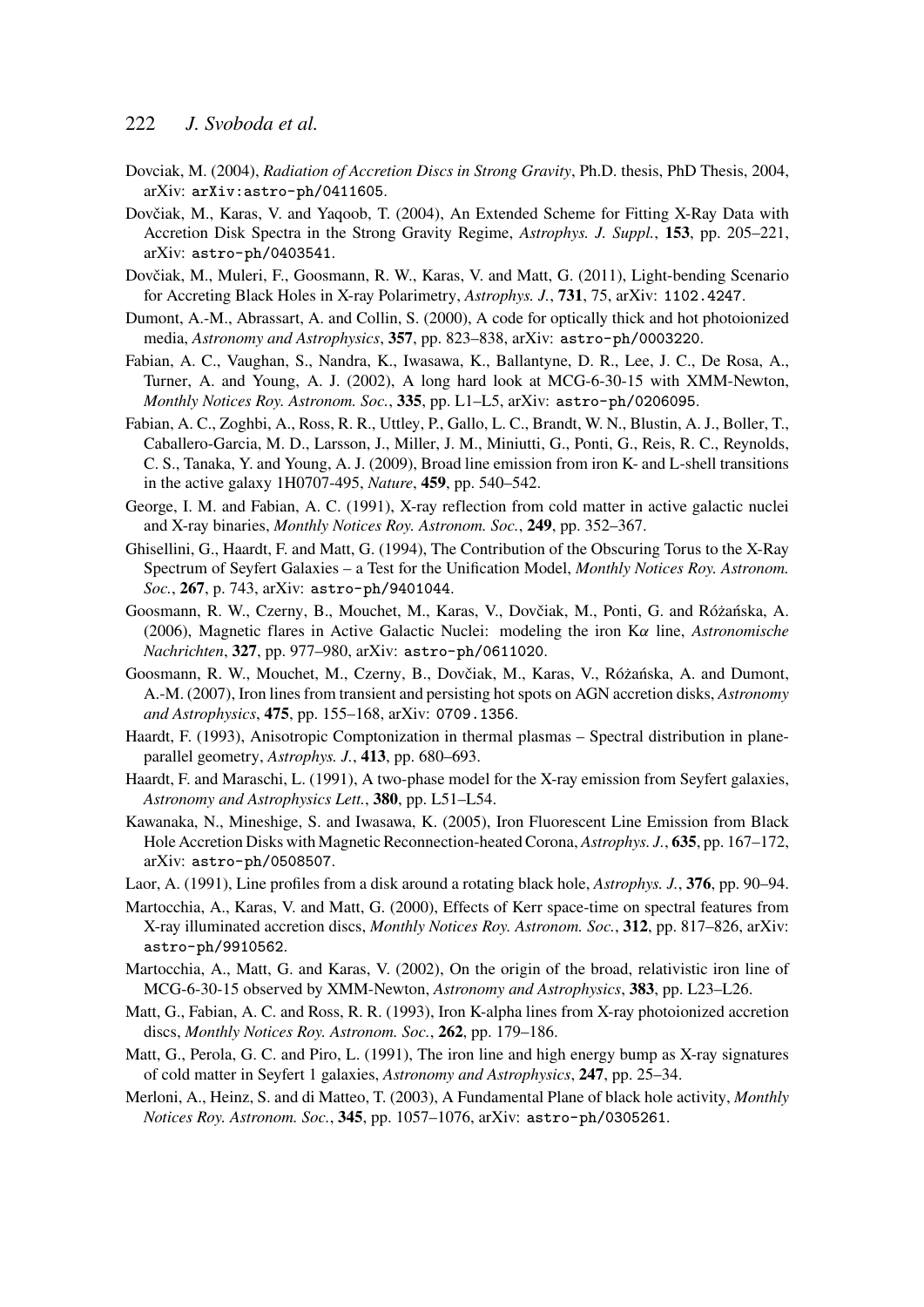Dovciak, M. (2004), *Radiation of Accretion Discs in Strong Gravity*, Ph.D. thesis, PhD Thesis, 2004, arXiv: arXiv:astro-ph/0411605.

Dovčiak, M., Karas, V. and Yaqoob, T. (2004), An Extended Scheme for Fitting X-Ray Data with Accretion Disk Spectra in the Strong Gravity Regime, *Astrophys. J. Suppl.*, **153**, pp. 205–221, arXiv: astro-ph/0403541.

Dovčiak, M., Muleri, F., Goosmann, R. W., Karas, V. and Matt, G. (2011), Light-bending Scenario for Accreting Black Holes in X-ray Polarimetry, *Astrophys. J.*, **731**, 75, arXiv: 1102.4247.

Dumont, A.-M., Abrassart, A. and Collin, S. (2000), A code for optically thick and hot photoionized media, *Astronomy and Astrophysics*, **357**, pp. 823–838, arXiv: astro-ph/0003220.

Fabian, A. C., Vaughan, S., Nandra, K., Iwasawa, K., Ballantyne, D. R., Lee, J. C., De Rosa, A., Turner, A. and Young, A. J. (2002), A long hard look at MCG-6-30-15 with XMM-Newton, *Monthly Notices Roy. Astronom. Soc.*, **335**, pp. L1–L5, arXiv: astro-ph/0206095.

Fabian, A. C., Zoghbi, A., Ross, R. R., Uttley, P., Gallo, L. C., Brandt, W. N., Blustin, A. J., Boller, T., Caballero-Garcia, M. D., Larsson, J., Miller, J. M., Miniutti, G., Ponti, G., Reis, R. C., Reynolds, C. S., Tanaka, Y. and Young, A. J. (2009), Broad line emission from iron K- and L-shell transitions in the active galaxy 1H0707-495, *Nature*, **459**, pp. 540–542.

George, I. M. and Fabian, A. C. (1991), X-ray reflection from cold matter in active galactic nuclei and X-ray binaries, *Monthly Notices Roy. Astronom. Soc.*, **249**, pp. 352–367.

Ghisellini, G., Haardt, F. and Matt, G. (1994), The Contribution of the Obscuring Torus to the X-Ray Spectrum of Seyfert Galaxies – a Test for the Unification Model, *Monthly Notices Roy. Astronom. Soc.*, **267**, p. 743, arXiv: astro-ph/9401044.

Goosmann, R. W., Czerny, B., Mouchet, M., Karas, V., Dovčiak, M., Ponti, G. and Różańska, A. (2006), Magnetic flares in Active Galactic Nuclei: modeling the iron K$\alpha$ line, *Astronomische Nachrichten*, **327**, pp. 977–980, arXiv: astro-ph/0611020.

Goosmann, R. W., Mouchet, M., Czerny, B., Dovčiak, M., Karas, V., Różańska, A. and Dumont, A.-M. (2007), Iron lines from transient and persisting hot spots on AGN accretion disks, *Astronomy and Astrophysics*, **475**, pp. 155–168, arXiv: 0709.1356.

Haardt, F. (1993), Anisotropic Comptonization in thermal plasmas – Spectral distribution in plane-parallel geometry, *Astrophys. J.*, **413**, pp. 680–693.

Haardt, F. and Maraschi, L. (1991), A two-phase model for the X-ray emission from Seyfert galaxies, *Astronomy and Astrophysics Lett.*, **380**, pp. L51–L54.

Kawanaka, N., Mineshige, S. and Iwasawa, K. (2005), Iron Fluorescent Line Emission from Black Hole Accretion Disks with Magnetic Reconnection-heated Corona, *Astrophys. J.*, **635**, pp. 167–172, arXiv: astro-ph/0508507.

Laor, A. (1991), Line profiles from a disk around a rotating black hole, *Astrophys. J.*, **376**, pp. 90–94.

Martocchia, A., Karas, V. and Matt, G. (2000), Effects of Kerr space-time on spectral features from X-ray illuminated accretion discs, *Monthly Notices Roy. Astronom. Soc.*, **312**, pp. 817–826, arXiv: astro-ph/9910562.

Martocchia, A., Matt, G. and Karas, V. (2002), On the origin of the broad, relativistic iron line of MCG-6-30-15 observed by XMM-Newton, *Astronomy and Astrophysics*, **383**, pp. L23–L26.

Matt, G., Fabian, A. C. and Ross, R. R. (1993), Iron K-alpha lines from X-ray photoionized accretion discs, *Monthly Notices Roy. Astronom. Soc.*, **262**, pp. 179–186.

Matt, G., Perola, G. C. and Piro, L. (1991), The iron line and high energy bump as X-ray signatures of cold matter in Seyfert 1 galaxies, *Astronomy and Astrophysics*, **247**, pp. 25–34.

Merloni, A., Heinz, S. and di Matteo, T. (2003), A Fundamental Plane of black hole activity, *Monthly Notices Roy. Astronom. Soc.*, **345**, pp. 1057–1076, arXiv: astro-ph/0305261.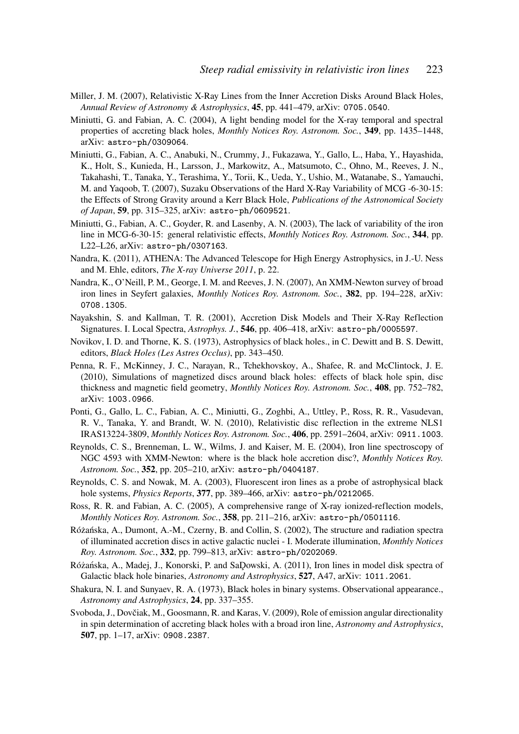Miller, J. M. (2007), Relativistic X-Ray Lines from the Inner Accretion Disks Around Black Holes, *Annual Review of Astronomy & Astrophysics*, **45**, pp. 441–479, arXiv: 0705.0540.

Miniutti, G. and Fabian, A. C. (2004), A light bending model for the X-ray temporal and spectral properties of accreting black holes, *Monthly Notices Roy. Astronom. Soc.*, **349**, pp. 1435–1448, arXiv: astro-ph/0309064.

Miniutti, G., Fabian, A. C., Anabuki, N., Crummy, J., Fukazawa, Y., Gallo, L., Haba, Y., Hayashida, K., Holt, S., Kunieda, H., Larsson, J., Markowitz, A., Matsumoto, C., Ohno, M., Reeves, J. N., Takahashi, T., Tanaka, Y., Terashima, Y., Torii, K., Ueda, Y., Ushio, M., Watanabe, S., Yamauchi, M. and Yaqoob, T. (2007), Suzaku Observations of the Hard X-Ray Variability of MCG -6-30-15: the Effects of Strong Gravity around a Kerr Black Hole, *Publications of the Astronomical Society of Japan*, **59**, pp. 315–325, arXiv: astro-ph/0609521.

Miniutti, G., Fabian, A. C., Goyder, R. and Lasenby, A. N. (2003), The lack of variability of the iron line in MCG-6-30-15: general relativistic effects, *Monthly Notices Roy. Astronom. Soc.*, **344**, pp. L22–L26, arXiv: astro-ph/0307163.

Nandra, K. (2011), ATHENA: The Advanced Telescope for High Energy Astrophysics, in J.-U. Ness and M. Ehle, editors, *The X-ray Universe 2011*, p. 22.

Nandra, K., O'Neill, P. M., George, I. M. and Reeves, J. N. (2007), An XMM-Newton survey of broad iron lines in Seyfert galaxies, *Monthly Notices Roy. Astronom. Soc.*, **382**, pp. 194–228, arXiv: 0708.1305.

Nayakshin, S. and Kallman, T. R. (2001), Accretion Disk Models and Their X-Ray Reflection Signatures. I. Local Spectra, *Astrophys. J.*, **546**, pp. 406–418, arXiv: astro-ph/0005597.

Novikov, I. D. and Thorne, K. S. (1973), Astrophysics of black holes., in C. Dewitt and B. S. Dewitt, editors, *Black Holes (Les Astres Occlus)*, pp. 343–450.

Penna, R. F., McKinney, J. C., Narayan, R., Tchekhovskoy, A., Shafee, R. and McClintock, J. E. (2010), Simulations of magnetized discs around black holes: effects of black hole spin, disc thickness and magnetic field geometry, *Monthly Notices Roy. Astronom. Soc.*, **408**, pp. 752–782, arXiv: 1003.0966.

Ponti, G., Gallo, L. C., Fabian, A. C., Miniutti, G., Zoghbi, A., Uttley, P., Ross, R. R., Vasudevan, R. V., Tanaka, Y. and Brandt, W. N. (2010), Relativistic disc reflection in the extreme NLS1 IRAS13224-3809, *Monthly Notices Roy. Astronom. Soc.*, **406**, pp. 2591–2604, arXiv: 0911.1003.

Reynolds, C. S., Brenneman, L. W., Wilms, J. and Kaiser, M. E. (2004), Iron line spectroscopy of NGC 4593 with XMM-Newton: where is the black hole accretion disc?, *Monthly Notices Roy. Astronom. Soc.*, **352**, pp. 205–210, arXiv: astro-ph/0404187.

Reynolds, C. S. and Nowak, M. A. (2003), Fluorescent iron lines as a probe of astrophysical black hole systems, *Physics Reports*, **377**, pp. 389–466, arXiv: astro-ph/0212065.

Ross, R. R. and Fabian, A. C. (2005), A comprehensive range of X-ray ionized-reflection models, *Monthly Notices Roy. Astronom. Soc.*, **358**, pp. 211–216, arXiv: astro-ph/0501116.

Różańska, A., Dumont, A.-M., Czerny, B. and Collin, S. (2002), The structure and radiation spectra of illuminated accretion discs in active galactic nuclei - I. Moderate illumination, *Monthly Notices Roy. Astronom. Soc.*, **332**, pp. 799–813, arXiv: astro-ph/0202069.

Różańska, A., Madej, J., Konorski, P. and SaĎowski, A. (2011), Iron lines in model disk spectra of Galactic black hole binaries, *Astronomy and Astrophysics*, **527**, A47, arXiv: 1011.2061.

Shakura, N. I. and Sunyaev, R. A. (1973), Black holes in binary systems. Observational appearance., *Astronomy and Astrophysics*, **24**, pp. 337–355.

Svoboda, J., Dovčiak, M., Goosmann, R. and Karas, V. (2009), Role of emission angular directionality in spin determination of accreting black holes with a broad iron line, *Astronomy and Astrophysics*, **507**, pp. 1–17, arXiv: 0908.2387.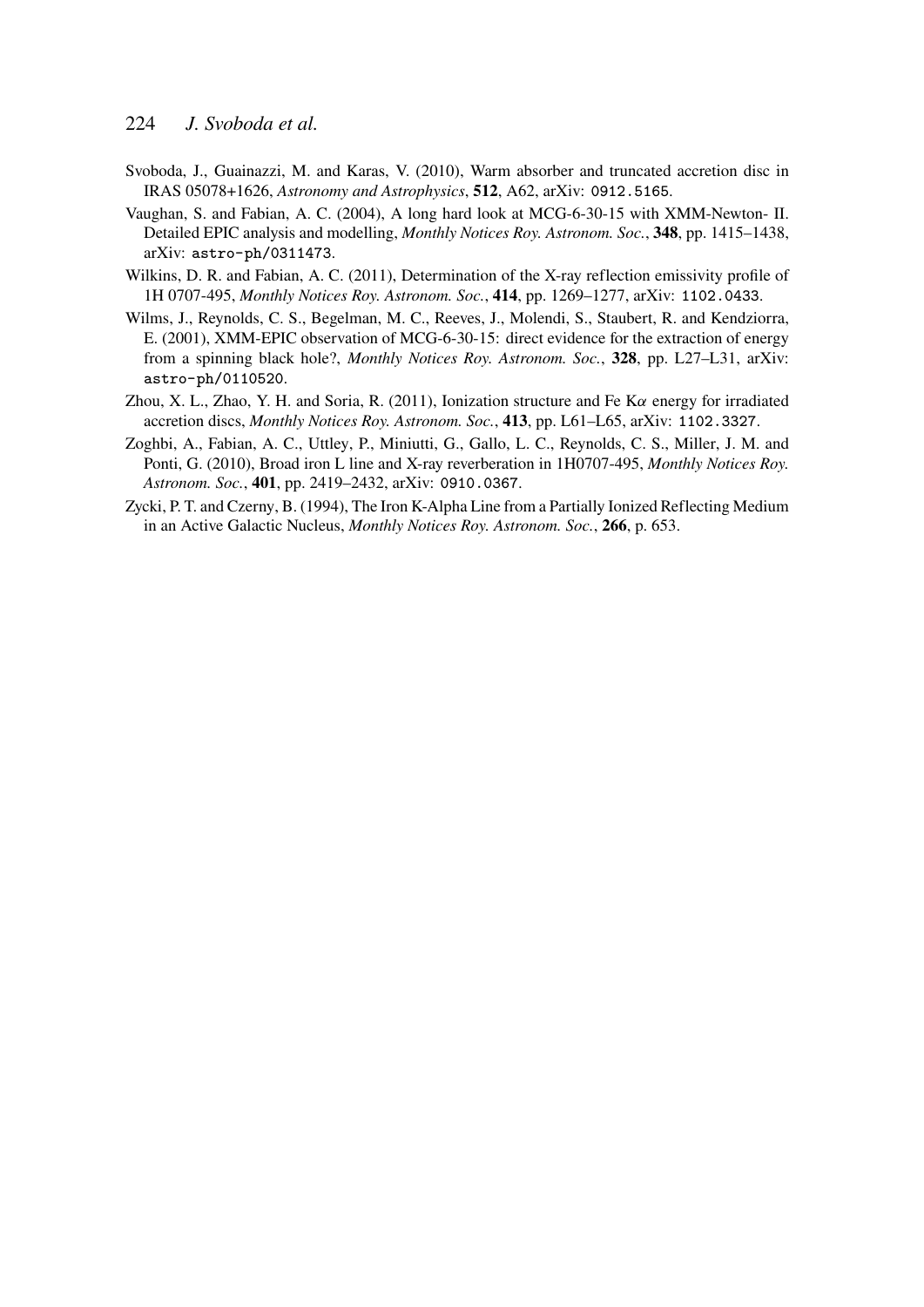Svoboda, J., Guainazzi, M. and Karas, V. (2010), Warm absorber and truncated accretion disc in IRAS 05078+1626, *Astronomy and Astrophysics*, **512**, A62, arXiv: `0912.5165`.

Vaughan, S. and Fabian, A. C. (2004), A long hard look at MCG-6-30-15 with XMM-Newton- II. Detailed EPIC analysis and modelling, *Monthly Notices Roy. Astronom. Soc.*, **348**, pp. 1415–1438, arXiv: `astro-ph/0311473`.

Wilkins, D. R. and Fabian, A. C. (2011), Determination of the X-ray reflection emissivity profile of 1H 0707-495, *Monthly Notices Roy. Astronom. Soc.*, **414**, pp. 1269–1277, arXiv: `1102.0433`.

Wilms, J., Reynolds, C. S., Begelman, M. C., Reeves, J., Molendi, S., Staubert, R. and Kendziorra, E. (2001), XMM-EPIC observation of MCG-6-30-15: direct evidence for the extraction of energy from a spinning black hole?, *Monthly Notices Roy. Astronom. Soc.*, **328**, pp. L27–L31, arXiv: `astro-ph/0110520`.

Zhou, X. L., Zhao, Y. H. and Soria, R. (2011), Ionization structure and Fe K$\alpha$ energy for irradiated accretion discs, *Monthly Notices Roy. Astronom. Soc.*, **413**, pp. L61–L65, arXiv: `1102.3327`.

Zoghbi, A., Fabian, A. C., Uttley, P., Miniutti, G., Gallo, L. C., Reynolds, C. S., Miller, J. M. and Ponti, G. (2010), Broad iron L line and X-ray reverberation in 1H0707-495, *Monthly Notices Roy. Astronom. Soc.*, **401**, pp. 2419–2432, arXiv: `0910.0367`.

Zycki, P. T. and Czerny, B. (1994), The Iron K-Alpha Line from a Partially Ionized Reflecting Medium in an Active Galactic Nucleus, *Monthly Notices Roy. Astronom. Soc.*, **266**, p. 653.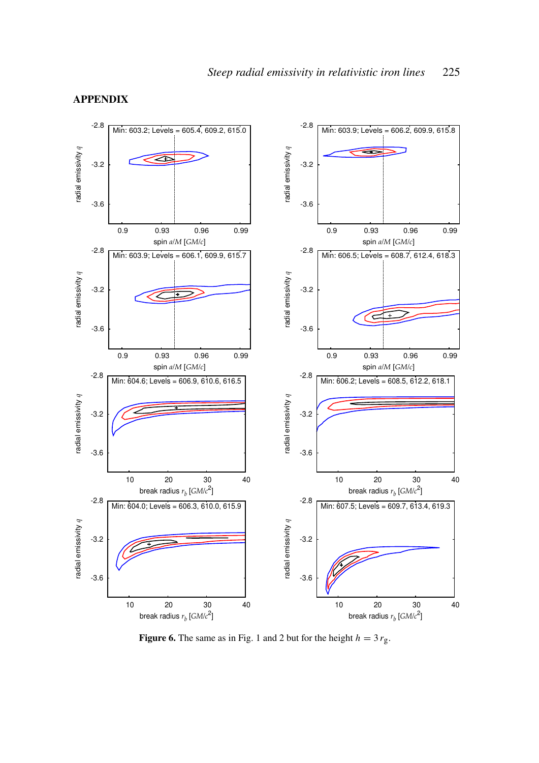## APPENDIX

**Figure 6.** The same as in Fig. 1 and 2 but for the height $h = 3\,r_g$.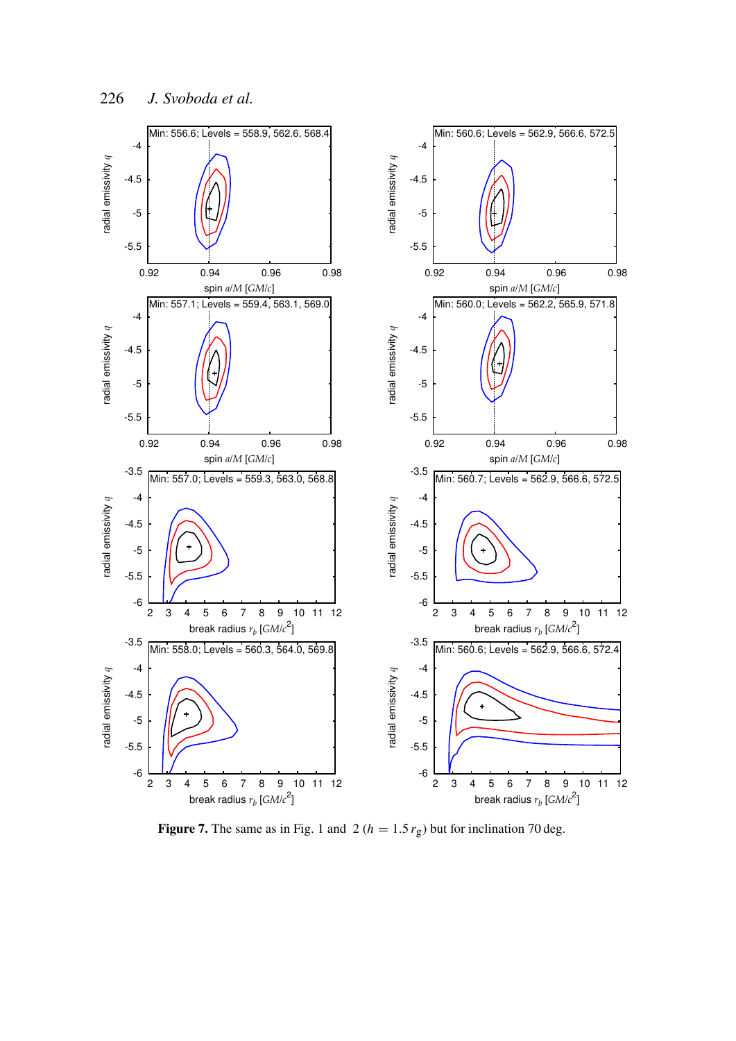Min: 556.6; Levels = 558.9, 562.6, 568.4

Min: 560.6; Levels = 562.9, 566.6, 572.5

Min: 557.1; Levels = 559.4, 563.1, 569.0

Min: 560.0; Levels = 562.2, 565.9, 571.8

Min: 557.0; Levels = 559.3, 563.0, 568.8

Min: 560.7; Levels = 562.9, 566.6, 572.5

Min: 558.0; Levels = 560.3, 564.0, 569.8

Min: 560.6; Levels = 562.9, 566.6, 572.4

**Figure 7.** The same as in Fig. 1 and 2 ($h = 1.5\,r_g$) but for inclination 70 deg.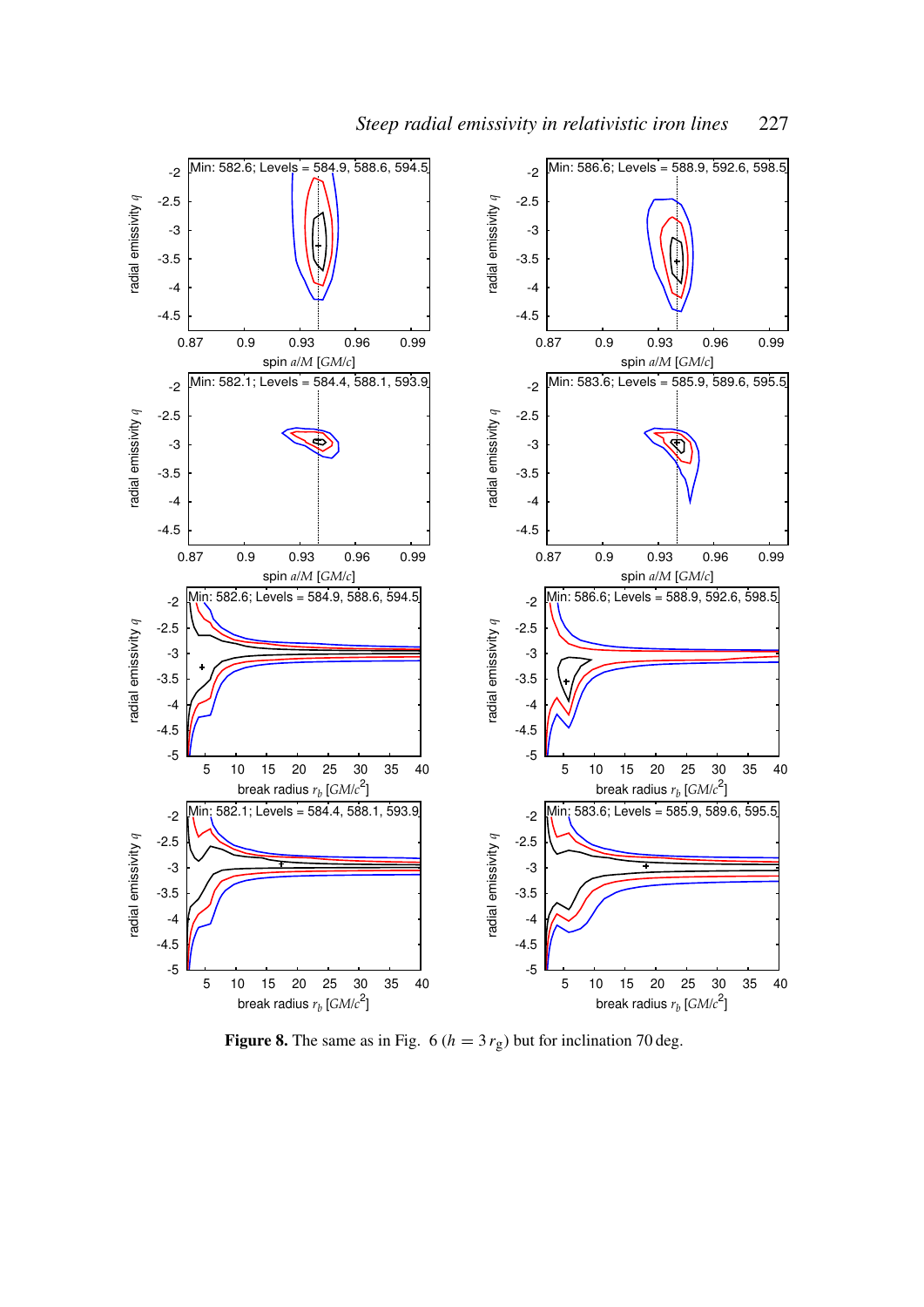**Figure 8.** The same as in Fig. 6 ($h = 3\,r_g$) but for inclination 70 deg.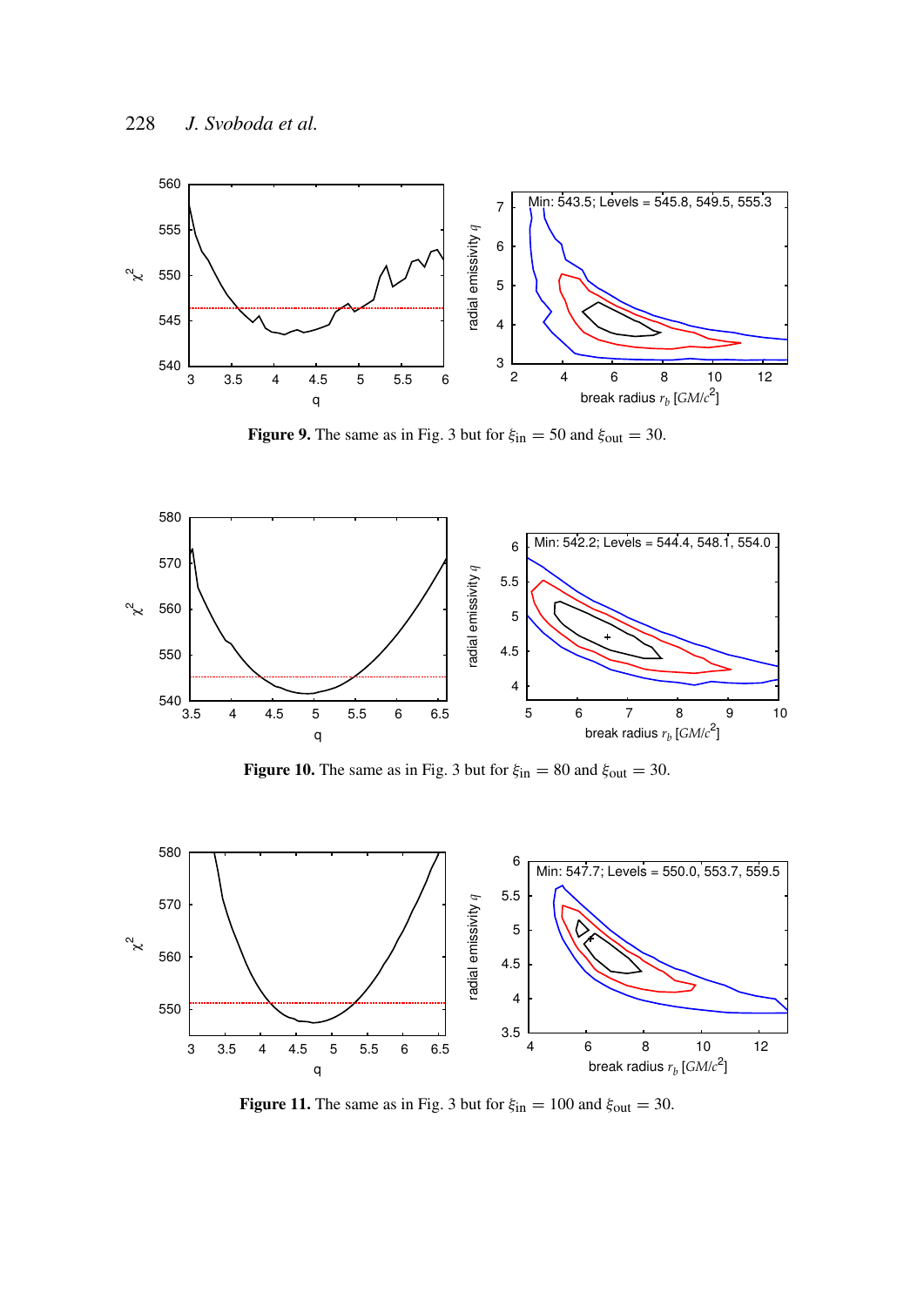**Figure 9.** The same as in Fig. 3 but for $\xi_{\rm in} = 50$ and $\xi_{\rm out} = 30$.

**Figure 10.** The same as in Fig. 3 but for $\xi_{\rm in} = 80$ and $\xi_{\rm out} = 30$.

**Figure 11.** The same as in Fig. 3 but for $\xi_{\rm in} = 100$ and $\xi_{\rm out} = 30$.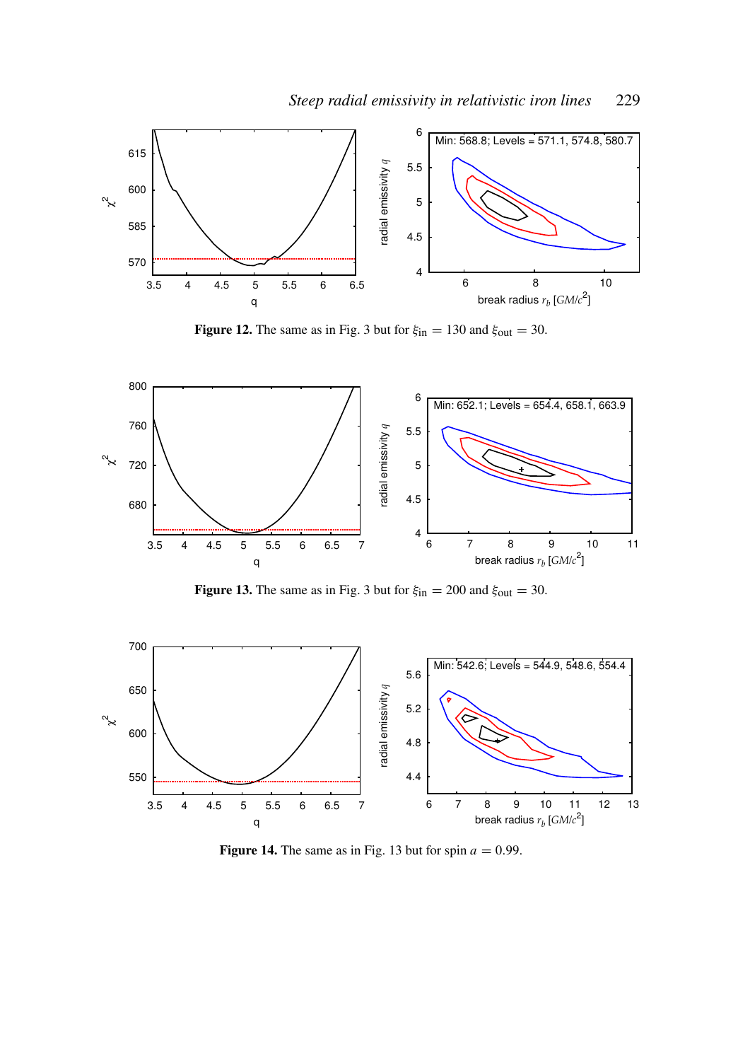615

600

585

570

3.5 4 4.5 5 5.5 6 6.5

q

$\chi^2$

Min: 568.8; Levels = 571.1, 574.8, 580.7

6

5.5

5

4.5

4

6 8 10

break radius $r_b$ [$GM/c^2$]

radial emissivity $q$

**Figure 12.** The same as in Fig. 3 but for $\xi_{\rm in} = 130$ and $\xi_{\rm out} = 30$.

800

760

720

680

3.5 4 4.5 5 5.5 6 6.5 7

q

$\chi^2$

Min: 652.1; Levels = 654.4, 658.1, 663.9

6

5.5

5

4.5

4

6 7 8 9 10 11

break radius $r_b$ [$GM/c^2$]

radial emissivity $q$

**Figure 13.** The same as in Fig. 3 but for $\xi_{\rm in} = 200$ and $\xi_{\rm out} = 30$.

700

650

600

550

3.5 4 4.5 5 5.5 6 6.5 7

q

$\chi^2$

Min: 542.6; Levels = 544.9, 548.6, 554.4

5.6

5.2

4.8

4.4

6 7 8 9 10 11 12 13

break radius $r_b$ [$GM/c^2$]

radial emissivity $q$

**Figure 14.** The same as in Fig. 13 but for spin $a = 0.99$.